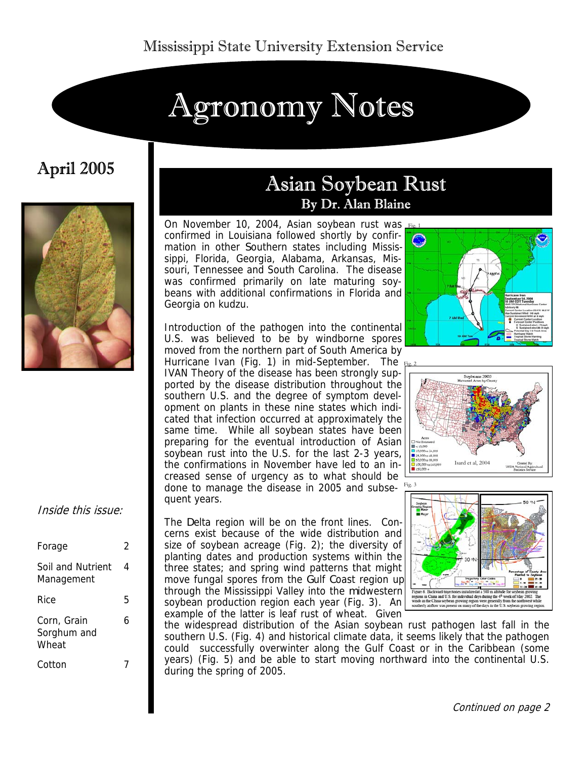Mississippi State University Extension Service

# Agronomy Notes

April 2005

*Inside this issue:*

| | |
|---|---|
| Forage | 2 |
| Soil and Nutrient Management | 4 |
| Rice | 5 |
| Corn, Grain Sorghum and Wheat | 6 |
| Cotton | 7 |

## Asian Soybean Rust

### By Dr. Alan Blaine

On November 10, 2004, Asian soybean rust was confirmed in Louisiana followed shortly by confirmation in other Southern states including Mississippi, Florida, Georgia, Alabama, Arkansas, Missouri, Tennessee and South Carolina. The disease was confirmed primarily on late maturing soybeans with additional confirmations in Florida and Georgia on kudzu.

Introduction of the pathogen into the continental U.S. was believed to be by windborne spores moved from the northern part of South America by Hurricane Ivan (Fig. 1) in mid-September. The IVAN Theory of the disease has been strongly supported by the disease distribution throughout the southern U.S. and the degree of symptom development on plants in these nine states which indicated that infection occurred at approximately the same time. While all soybean states have been preparing for the eventual introduction of Asian soybean rust into the U.S. for the last 2-3 years, the confirmations in November have led to an increased sense of urgency as to what should be done to manage the disease in 2005 and subsequent years.

The Delta region will be on the front lines. Concerns exist because of the wide distribution and size of soybean acreage (Fig. 2); the diversity of planting dates and production systems within the three states; and spring wind patterns that might move fungal spores from the Gulf Coast region up through the Mississippi Valley into the midwestern soybean production region each year (Fig. 3). An example of the latter is leaf rust of wheat. Given the widespread distribution of the Asian soybean rust pathogen last fall in the southern U.S. (Fig. 4) and historical climate data, it seems likely that the pathogen could successfully overwinter along the Gulf Coast or in the Caribbean (some years) (Fig. 5) and be able to start moving northward into the continental U.S. during the spring of 2005.

Fig. 1

Fig. 2

Fig. 3

Figure 6. Backward trajectories initialized at a 500 m altitude for soybean growing regions in China and U.S. for individual days during the 4th week of May 2002. The winds in the China soybean growing region were generally from the northwest while southerly airflow was present on many of the days in the U.S. soybean growing region.

*Continued on page 2*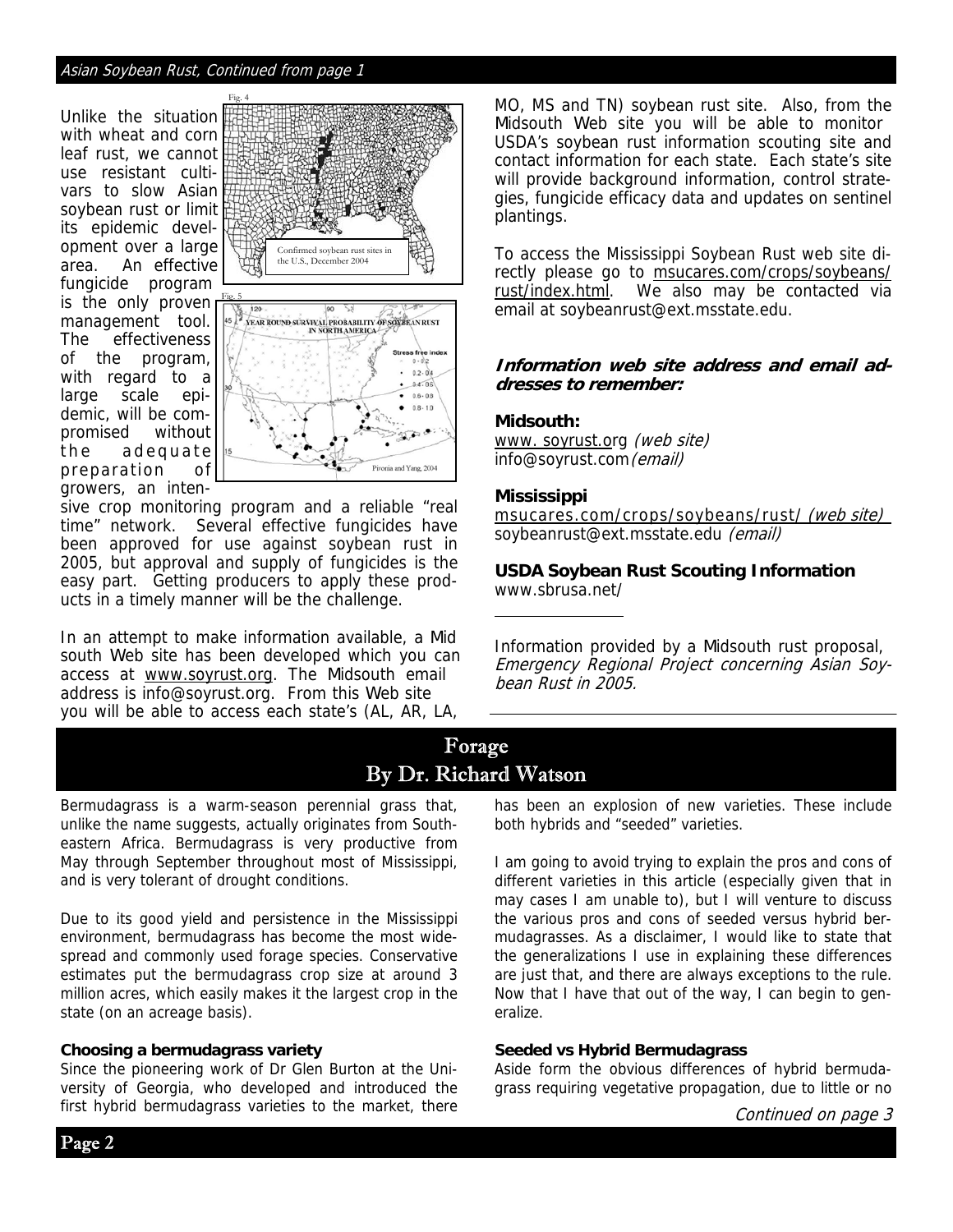Asian Soybean Rust, Continued from page 1

Unlike the situation with wheat and corn leaf rust, we cannot use resistant cultivars to slow Asian soybean rust or limit its epidemic development over a large area. An effective fungicide program is the only proven management tool. The effectiveness of the program, with regard to a large scale epidemic, will be compromised without the adequate preparation of growers, an intensive crop monitoring program and a reliable "real time" network. Several effective fungicides have been approved for use against soybean rust in 2005, but approval and supply of fungicides is the easy part. Getting producers to apply these products in a timely manner will be the challenge.

Fig. 4

Confirmed soybean rust sites in the U.S., December 2004

Fig. 5

YEAR ROUND SURVIVAL PROBABILITY OF SOYBEAN RUST IN NORTH AMERICA

Stress free index: 0 - 0.2; 0.2 - 0.4; 0.4 - 0.6; 0.6 - 0.8; 0.8 - 1.0

Pivonia and Yang, 2004

In an attempt to make information available, a Mid south Web site has been developed which you can access at www.soyrust.org. The Midsouth email address is info@soyrust.org. From this Web site you will be able to access each state's (AL, AR, LA, MO, MS and TN) soybean rust site. Also, from the Midsouth Web site you will be able to monitor USDA's soybean rust information scouting site and contact information for each state. Each state's site will provide background information, control strategies, fungicide efficacy data and updates on sentinel plantings.

To access the Mississippi Soybean Rust web site directly please go to msucares.com/crops/soybeans/rust/index.html. We also may be contacted via email at soybeanrust@ext.msstate.edu.

### *Information web site address and email addresses to remember:*

**Midsouth:**
www. soyrust.org *(web site)*
info@soyrust.com *(email)*

**Mississippi**
msucares.com/crops/soybeans/rust/ *(web site)*
soybeanrust@ext.msstate.edu *(email)*

**USDA Soybean Rust Scouting Information**
www.sbrusa.net/

---

Information provided by a Midsouth rust proposal, *Emergency Regional Project concerning Asian Soybean Rust in 2005.*

## Forage
## By Dr. Richard Watson

Bermudagrass is a warm-season perennial grass that, unlike the name suggests, actually originates from Southeastern Africa. Bermudagrass is very productive from May through September throughout most of Mississippi, and is very tolerant of drought conditions.

Due to its good yield and persistence in the Mississippi environment, bermudagrass has become the most widespread and commonly used forage species. Conservative estimates put the bermudagrass crop size at around 3 million acres, which easily makes it the largest crop in the state (on an acreage basis).

**Choosing a bermudagrass variety**

Since the pioneering work of Dr Glen Burton at the University of Georgia, who developed and introduced the first hybrid bermudagrass varieties to the market, there has been an explosion of new varieties. These include both hybrids and "seeded" varieties.

I am going to avoid trying to explain the pros and cons of different varieties in this article (especially given that in may cases I am unable to), but I will venture to discuss the various pros and cons of seeded versus hybrid bermudagrasses. As a disclaimer, I would like to state that the generalizations I use in explaining these differences are just that, and there are always exceptions to the rule. Now that I have that out of the way, I can begin to generalize.

**Seeded vs Hybrid Bermudagrass**

Aside form the obvious differences of hybrid bermudagrass requiring vegetative propagation, due to little or no

*Continued on page 3*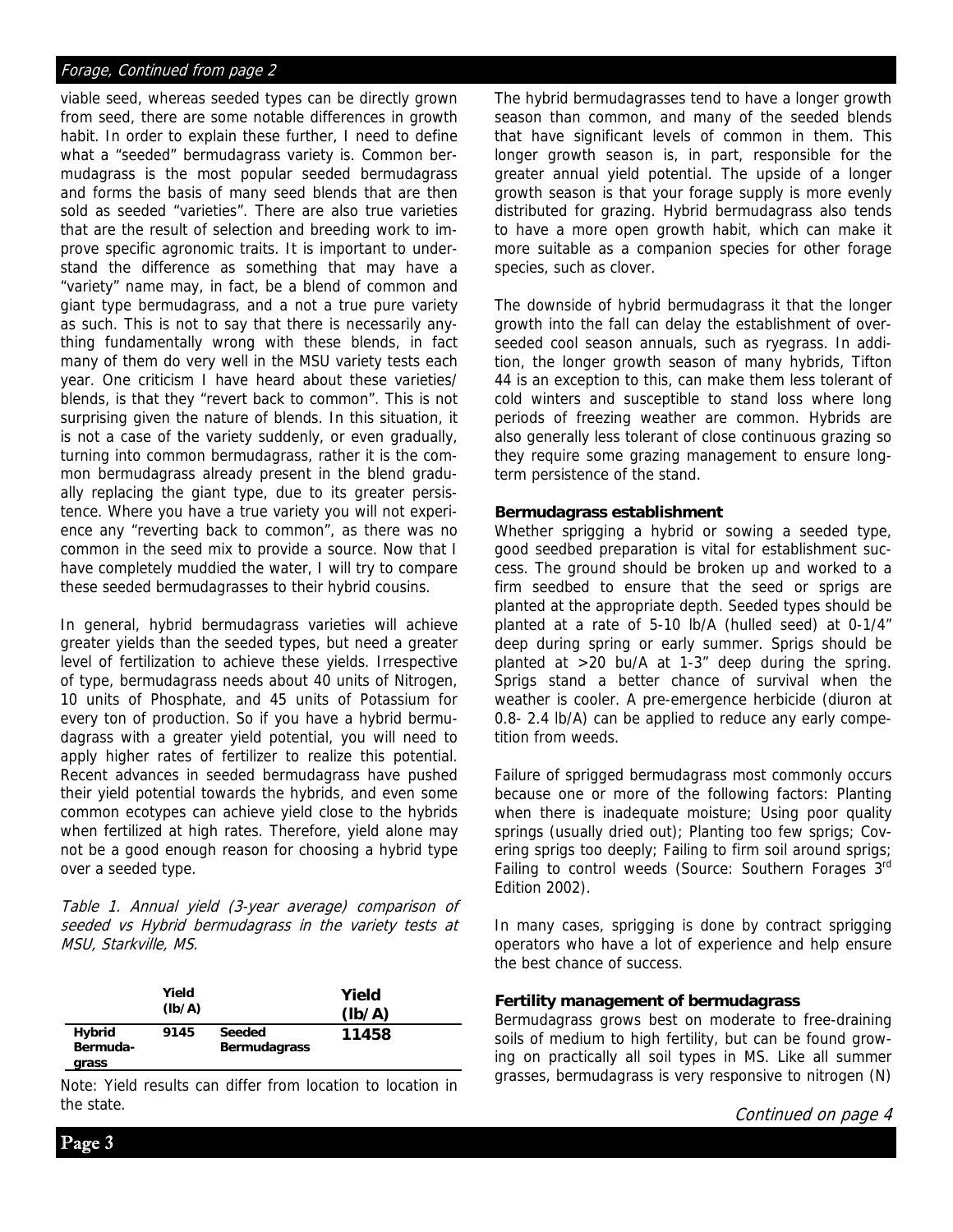viable seed, whereas seeded types can be directly grown from seed, there are some notable differences in growth habit. In order to explain these further, I need to define what a "seeded" bermudagrass variety is. Common bermudagrass is the most popular seeded bermudagrass and forms the basis of many seed blends that are then sold as seeded "varieties". There are also true varieties that are the result of selection and breeding work to improve specific agronomic traits. It is important to understand the difference as something that may have a "variety" name may, in fact, be a blend of common and giant type bermudagrass, and a not a true pure variety as such. This is not to say that there is necessarily anything fundamentally wrong with these blends, in fact many of them do very well in the MSU variety tests each year. One criticism I have heard about these varieties/ blends, is that they "revert back to common". This is not surprising given the nature of blends. In this situation, it is not a case of the variety suddenly, or even gradually, turning into common bermudagrass, rather it is the common bermudagrass already present in the blend gradually replacing the giant type, due to its greater persistence. Where you have a true variety you will not experience any "reverting back to common", as there was no common in the seed mix to provide a source. Now that I have completely muddied the water, I will try to compare these seeded bermudagrasses to their hybrid cousins.

In general, hybrid bermudagrass varieties will achieve greater yields than the seeded types, but need a greater level of fertilization to achieve these yields. Irrespective of type, bermudagrass needs about 40 units of Nitrogen, 10 units of Phosphate, and 45 units of Potassium for every ton of production. So if you have a hybrid bermudagrass with a greater yield potential, you will need to apply higher rates of fertilizer to realize this potential. Recent advances in seeded bermudagrass have pushed their yield potential towards the hybrids, and even some common ecotypes can achieve yield close to the hybrids when fertilized at high rates. Therefore, yield alone may not be a good enough reason for choosing a hybrid type over a seeded type.

*Table 1. Annual yield (3-year average) comparison of seeded vs Hybrid bermudagrass in the variety tests at MSU, Starkville, MS.*

| | Yield (lb/A) | | Yield (lb/A) |
|---|---|---|---|
| **Hybrid Bermudagrass** | **9145** | **Seeded Bermudagrass** | **11458** |

Note: Yield results can differ from location to location in the state.

The hybrid bermudagrasses tend to have a longer growth season than common, and many of the seeded blends that have significant levels of common in them. This longer growth season is, in part, responsible for the greater annual yield potential. The upside of a longer growth season is that your forage supply is more evenly distributed for grazing. Hybrid bermudagrass also tends to have a more open growth habit, which can make it more suitable as a companion species for other forage species, such as clover.

The downside of hybrid bermudagrass it that the longer growth into the fall can delay the establishment of overseeded cool season annuals, such as ryegrass. In addition, the longer growth season of many hybrids, Tifton 44 is an exception to this, can make them less tolerant of cold winters and susceptible to stand loss where long periods of freezing weather are common. Hybrids are also generally less tolerant of close continuous grazing so they require some grazing management to ensure long-term persistence of the stand.

**Bermudagrass establishment**

Whether sprigging a hybrid or sowing a seeded type, good seedbed preparation is vital for establishment success. The ground should be broken up and worked to a firm seedbed to ensure that the seed or sprigs are planted at the appropriate depth. Seeded types should be planted at a rate of 5-10 lb/A (hulled seed) at 0-1/4" deep during spring or early summer. Sprigs should be planted at >20 bu/A at 1-3" deep during the spring. Sprigs stand a better chance of survival when the weather is cooler. A pre-emergence herbicide (diuron at 0.8- 2.4 lb/A) can be applied to reduce any early competition from weeds.

Failure of sprigged bermudagrass most commonly occurs because one or more of the following factors: Planting when there is inadequate moisture; Using poor quality sprigs (usually dried out); Planting too few sprigs; Covering sprigs too deeply; Failing to firm soil around sprigs; Failing to control weeds (Source: Southern Forages 3rd Edition 2002).

In many cases, sprigging is done by contract sprigging operators who have a lot of experience and help ensure the best chance of success.

**Fertility management of bermudagrass**

Bermudagrass grows best on moderate to free-draining soils of medium to high fertility, but can be found growing on practically all soil types in MS. Like all summer grasses, bermudagrass is very responsive to nitrogen (N)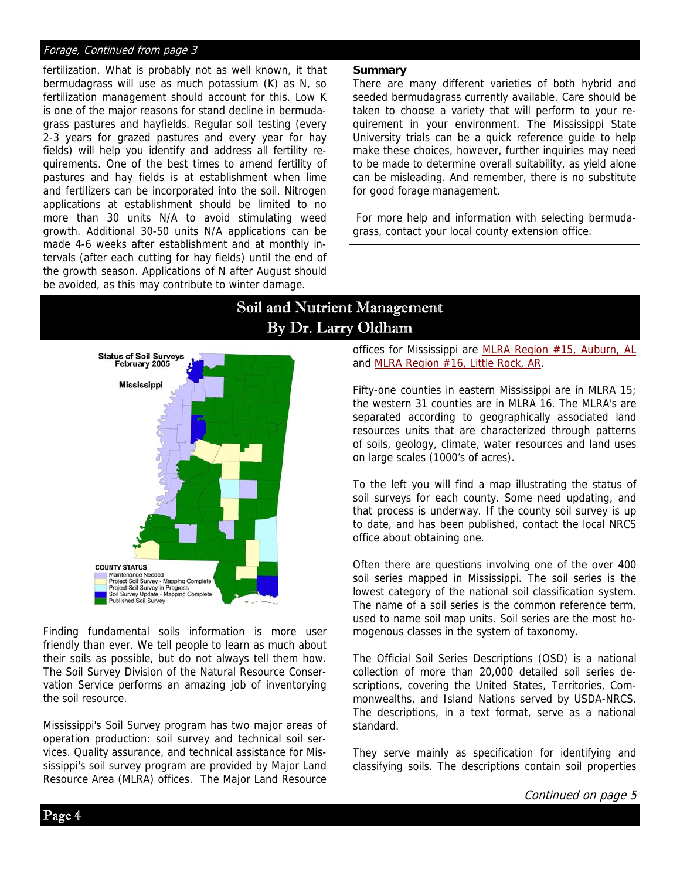*Forage, Continued from page 3*

fertilization. What is probably not as well known, it that bermudagrass will use as much potassium (K) as N, so fertilization management should account for this. Low K is one of the major reasons for stand decline in bermudagrass pastures and hayfields. Regular soil testing (every 2-3 years for grazed pastures and every year for hay fields) will help you identify and address all fertility requirements. One of the best times to amend fertility of pastures and hay fields is at establishment when lime and fertilizers can be incorporated into the soil. Nitrogen applications at establishment should be limited to no more than 30 units N/A to avoid stimulating weed growth. Additional 30-50 units N/A applications can be made 4-6 weeks after establishment and at monthly intervals (after each cutting for hay fields) until the end of the growth season. Applications of N after August should be avoided, as this may contribute to winter damage.

**Summary**

There are many different varieties of both hybrid and seeded bermudagrass currently available. Care should be taken to choose a variety that will perform to your requirement in your environment. The Mississippi State University trials can be a quick reference guide to help make these choices, however, further inquiries may need to be made to determine overall suitability, as yield alone can be misleading. And remember, there is no substitute for good forage management.

For more help and information with selecting bermudagrass, contact your local county extension office.

# Soil and Nutrient Management
## By Dr. Larry Oldham

Status of Soil Surveys February 2005

Mississippi

COUNTY STATUS
- Maintenance Needed
- Project Soil Survey - Mapping Complete
- Project Soil Survey in Progress
- Soil Survey Update - Mapping Complete
- Published Soil Survey

Finding fundamental soils information is more user friendly than ever. We tell people to learn as much about their soils as possible, but do not always tell them how. The Soil Survey Division of the Natural Resource Conservation Service performs an amazing job of inventorying the soil resource.

Mississippi's Soil Survey program has two major areas of operation production: soil survey and technical soil services. Quality assurance, and technical assistance for Mississippi's soil survey program are provided by Major Land Resource Area (MLRA) offices. The Major Land Resource offices for Mississippi are MLRA Region #15, Auburn, AL and MLRA Region #16, Little Rock, AR.

Fifty-one counties in eastern Mississippi are in MLRA 15; the western 31 counties are in MLRA 16. The MLRA's are separated according to geographically associated land resources units that are characterized through patterns of soils, geology, climate, water resources and land uses on large scales (1000's of acres).

To the left you will find a map illustrating the status of soil surveys for each county. Some need updating, and that process is underway. If the county soil survey is up to date, and has been published, contact the local NRCS office about obtaining one.

Often there are questions involving one of the over 400 soil series mapped in Mississippi. The soil series is the lowest category of the national soil classification system. The name of a soil series is the common reference term, used to name soil map units. Soil series are the most homogenous classes in the system of taxonomy.

The Official Soil Series Descriptions (OSD) is a national collection of more than 20,000 detailed soil series descriptions, covering the United States, Territories, Commonwealths, and Island Nations served by USDA-NRCS. The descriptions, in a text format, serve as a national standard.

They serve mainly as specification for identifying and classifying soils. The descriptions contain soil properties

*Continued on page 5*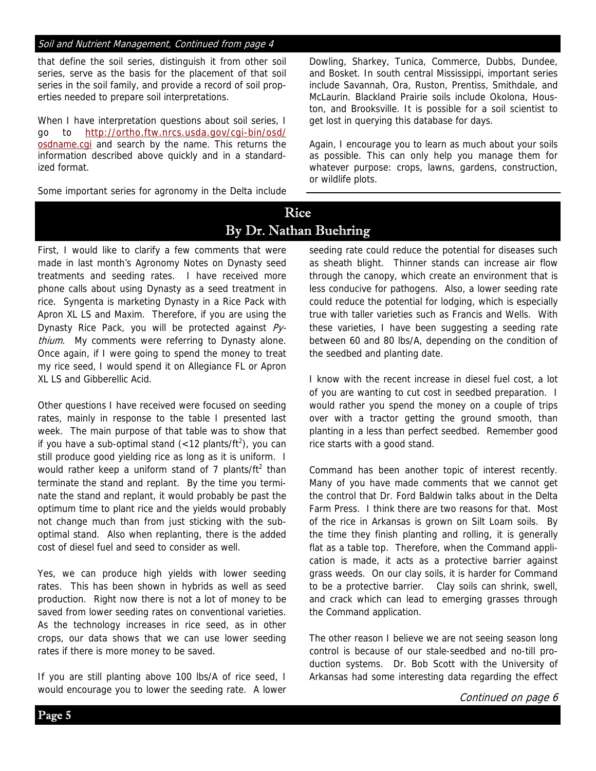Soil and Nutrient Management, Continued from page 4

that define the soil series, distinguish it from other soil series, serve as the basis for the placement of that soil series in the soil family, and provide a record of soil properties needed to prepare soil interpretations.

When I have interpretation questions about soil series, I go to http://ortho.ftw.nrcs.usda.gov/cgi-bin/osd/osdname.cgi and search by the name. This returns the information described above quickly and in a standardized format.

Some important series for agronomy in the Delta include Dowling, Sharkey, Tunica, Commerce, Dubbs, Dundee, and Bosket. In south central Mississippi, important series include Savannah, Ora, Ruston, Prentiss, Smithdale, and McLaurin. Blackland Prairie soils include Okolona, Houston, and Brooksville. It is possible for a soil scientist to get lost in querying this database for days.

Again, I encourage you to learn as much about your soils as possible. This can only help you manage them for whatever purpose: crops, lawns, gardens, construction, or wildlife plots.

# Rice
## By Dr. Nathan Buehring

First, I would like to clarify a few comments that were made in last month's Agronomy Notes on Dynasty seed treatments and seeding rates. I have received more phone calls about using Dynasty as a seed treatment in rice. Syngenta is marketing Dynasty in a Rice Pack with Apron XL LS and Maxim. Therefore, if you are using the Dynasty Rice Pack, you will be protected against *Pythium*. My comments were referring to Dynasty alone. Once again, if I were going to spend the money to treat my rice seed, I would spend it on Allegiance FL or Apron XL LS and Gibberellic Acid.

Other questions I have received were focused on seeding rates, mainly in response to the table I presented last week. The main purpose of that table was to show that if you have a sub-optimal stand (<12 plants/ft$^2$), you can still produce good yielding rice as long as it is uniform. I would rather keep a uniform stand of 7 plants/ft$^2$ than terminate the stand and replant. By the time you terminate the stand and replant, it would probably be past the optimum time to plant rice and the yields would probably not change much than from just sticking with the sub-optimal stand. Also when replanting, there is the added cost of diesel fuel and seed to consider as well.

Yes, we can produce high yields with lower seeding rates. This has been shown in hybrids as well as seed production. Right now there is not a lot of money to be saved from lower seeding rates on conventional varieties. As the technology increases in rice seed, as in other crops, our data shows that we can use lower seeding rates if there is more money to be saved.

If you are still planting above 100 lbs/A of rice seed, I would encourage you to lower the seeding rate. A lower seeding rate could reduce the potential for diseases such as sheath blight. Thinner stands can increase air flow through the canopy, which create an environment that is less conducive for pathogens. Also, a lower seeding rate could reduce the potential for lodging, which is especially true with taller varieties such as Francis and Wells. With these varieties, I have been suggesting a seeding rate between 60 and 80 lbs/A, depending on the condition of the seedbed and planting date.

I know with the recent increase in diesel fuel cost, a lot of you are wanting to cut cost in seedbed preparation. I would rather you spend the money on a couple of trips over with a tractor getting the ground smooth, than planting in a less than perfect seedbed. Remember good rice starts with a good stand.

Command has been another topic of interest recently. Many of you have made comments that we cannot get the control that Dr. Ford Baldwin talks about in the Delta Farm Press. I think there are two reasons for that. Most of the rice in Arkansas is grown on Silt Loam soils. By the time they finish planting and rolling, it is generally flat as a table top. Therefore, when the Command application is made, it acts as a protective barrier against grass weeds. On our clay soils, it is harder for Command to be a protective barrier. Clay soils can shrink, swell, and crack which can lead to emerging grasses through the Command application.

The other reason I believe we are not seeing season long control is because of our stale-seedbed and no-till production systems. Dr. Bob Scott with the University of Arkansas had some interesting data regarding the effect

*Continued on page 6*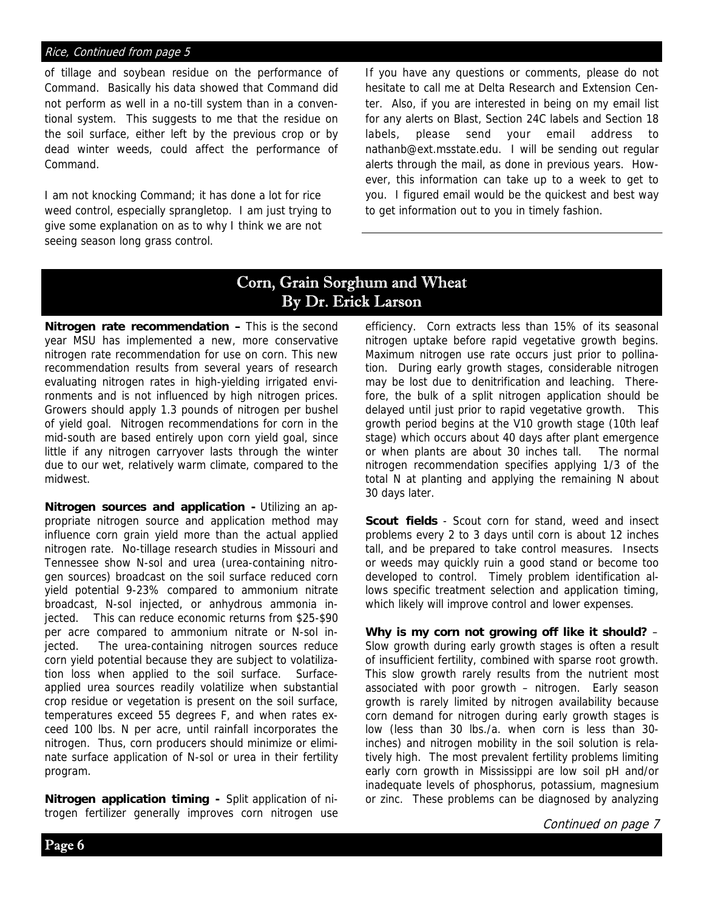*Rice, Continued from page 5*

of tillage and soybean residue on the performance of Command. Basically his data showed that Command did not perform as well in a no-till system than in a conventional system. This suggests to me that the residue on the soil surface, either left by the previous crop or by dead winter weeds, could affect the performance of Command.

I am not knocking Command; it has done a lot for rice weed control, especially sprangletop. I am just trying to give some explanation on as to why I think we are not seeing season long grass control.

If you have any questions or comments, please do not hesitate to call me at Delta Research and Extension Center. Also, if you are interested in being on my email list for any alerts on Blast, Section 24C labels and Section 18 labels, please send your email address to nathanb@ext.msstate.edu. I will be sending out regular alerts through the mail, as done in previous years. However, this information can take up to a week to get to you. I figured email would be the quickest and best way to get information out to you in timely fashion.

## Corn, Grain Sorghum and Wheat
### By Dr. Erick Larson

**Nitrogen rate recommendation –** This is the second year MSU has implemented a new, more conservative nitrogen rate recommendation for use on corn. This new recommendation results from several years of research evaluating nitrogen rates in high-yielding irrigated environments and is not influenced by high nitrogen prices. Growers should apply 1.3 pounds of nitrogen per bushel of yield goal. Nitrogen recommendations for corn in the mid-south are based entirely upon corn yield goal, since little if any nitrogen carryover lasts through the winter due to our wet, relatively warm climate, compared to the midwest.

**Nitrogen sources and application -** Utilizing an appropriate nitrogen source and application method may influence corn grain yield more than the actual applied nitrogen rate. No-tillage research studies in Missouri and Tennessee show N-sol and urea (urea-containing nitrogen sources) broadcast on the soil surface reduced corn yield potential 9-23% compared to ammonium nitrate broadcast, N-sol injected, or anhydrous ammonia injected. This can reduce economic returns from $25-$90 per acre compared to ammonium nitrate or N-sol injected. The urea-containing nitrogen sources reduce corn yield potential because they are subject to volatilization loss when applied to the soil surface. Surface-applied urea sources readily volatilize when substantial crop residue or vegetation is present on the soil surface, temperatures exceed 55 degrees F, and when rates exceed 100 lbs. N per acre, until rainfall incorporates the nitrogen. Thus, corn producers should minimize or eliminate surface application of N-sol or urea in their fertility program.

**Nitrogen application timing -** Split application of nitrogen fertilizer generally improves corn nitrogen use efficiency. Corn extracts less than 15% of its seasonal nitrogen uptake before rapid vegetative growth begins. Maximum nitrogen use rate occurs just prior to pollination. During early growth stages, considerable nitrogen may be lost due to denitrification and leaching. Therefore, the bulk of a split nitrogen application should be delayed until just prior to rapid vegetative growth. This growth period begins at the V10 growth stage (10th leaf stage) which occurs about 40 days after plant emergence or when plants are about 30 inches tall. The normal nitrogen recommendation specifies applying 1/3 of the total N at planting and applying the remaining N about 30 days later.

**Scout fields** - Scout corn for stand, weed and insect problems every 2 to 3 days until corn is about 12 inches tall, and be prepared to take control measures. Insects or weeds may quickly ruin a good stand or become too developed to control. Timely problem identification allows specific treatment selection and application timing, which likely will improve control and lower expenses.

**Why is my corn not growing off like it should?** – Slow growth during early growth stages is often a result of insufficient fertility, combined with sparse root growth. This slow growth rarely results from the nutrient most associated with poor growth – nitrogen. Early season growth is rarely limited by nitrogen availability because corn demand for nitrogen during early growth stages is low (less than 30 lbs./a. when corn is less than 30-inches) and nitrogen mobility in the soil solution is relatively high. The most prevalent fertility problems limiting early corn growth in Mississippi are low soil pH and/or inadequate levels of phosphorus, potassium, magnesium or zinc. These problems can be diagnosed by analyzing

*Continued on page 7*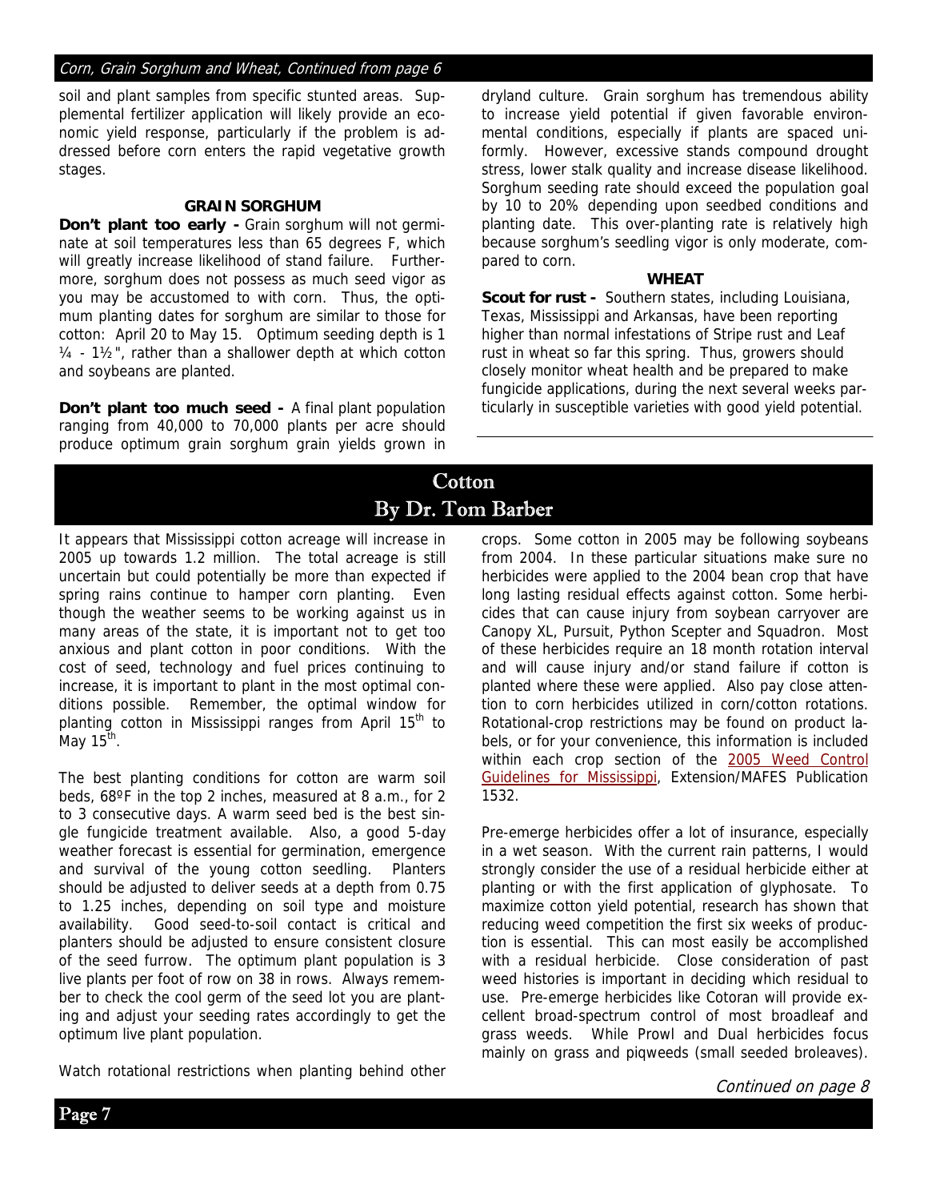*Corn, Grain Sorghum and Wheat, Continued from page 6*

soil and plant samples from specific stunted areas. Supplemental fertilizer application will likely provide an economic yield response, particularly if the problem is addressed before corn enters the rapid vegetative growth stages.

### GRAIN SORGHUM

**Don't plant too early -** Grain sorghum will not germinate at soil temperatures less than 65 degrees F, which will greatly increase likelihood of stand failure. Furthermore, sorghum does not possess as much seed vigor as you may be accustomed to with corn. Thus, the optimum planting dates for sorghum are similar to those for cotton: April 20 to May 15. Optimum seeding depth is 1 ¼ - 1½", rather than a shallower depth at which cotton and soybeans are planted.

**Don't plant too much seed -** A final plant population ranging from 40,000 to 70,000 plants per acre should produce optimum grain sorghum grain yields grown in dryland culture. Grain sorghum has tremendous ability to increase yield potential if given favorable environmental conditions, especially if plants are spaced uniformly. However, excessive stands compound drought stress, lower stalk quality and increase disease likelihood. Sorghum seeding rate should exceed the population goal by 10 to 20% depending upon seedbed conditions and planting date. This over-planting rate is relatively high because sorghum's seedling vigor is only moderate, compared to corn.

### WHEAT

**Scout for rust -** Southern states, including Louisiana, Texas, Mississippi and Arkansas, have been reporting higher than normal infestations of Stripe rust and Leaf rust in wheat so far this spring. Thus, growers should closely monitor wheat health and be prepared to make fungicide applications, during the next several weeks particularly in susceptible varieties with good yield potential.

## Cotton
## By Dr. Tom Barber

It appears that Mississippi cotton acreage will increase in 2005 up towards 1.2 million. The total acreage is still uncertain but could potentially be more than expected if spring rains continue to hamper corn planting. Even though the weather seems to be working against us in many areas of the state, it is important not to get too anxious and plant cotton in poor conditions. With the cost of seed, technology and fuel prices continuing to increase, it is important to plant in the most optimal conditions possible. Remember, the optimal window for planting cotton in Mississippi ranges from April 15th to May 15th.

The best planting conditions for cotton are warm soil beds, 68ºF in the top 2 inches, measured at 8 a.m., for 2 to 3 consecutive days. A warm seed bed is the best single fungicide treatment available. Also, a good 5-day weather forecast is essential for germination, emergence and survival of the young cotton seedling. Planters should be adjusted to deliver seeds at a depth from 0.75 to 1.25 inches, depending on soil type and moisture availability. Good seed-to-soil contact is critical and planters should be adjusted to ensure consistent closure of the seed furrow. The optimum plant population is 3 live plants per foot of row on 38 in rows. Always remember to check the cool germ of the seed lot you are planting and adjust your seeding rates accordingly to get the optimum live plant population.

Watch rotational restrictions when planting behind other crops. Some cotton in 2005 may be following soybeans from 2004. In these particular situations make sure no herbicides were applied to the 2004 bean crop that have long lasting residual effects against cotton. Some herbicides that can cause injury from soybean carryover are Canopy XL, Pursuit, Python Scepter and Squadron. Most of these herbicides require an 18 month rotation interval and will cause injury and/or stand failure if cotton is planted where these were applied. Also pay close attention to corn herbicides utilized in corn/cotton rotations. Rotational-crop restrictions may be found on product labels, or for your convenience, this information is included within each crop section of the 2005 Weed Control Guidelines for Mississippi, Extension/MAFES Publication 1532.

Pre-emerge herbicides offer a lot of insurance, especially in a wet season. With the current rain patterns, I would strongly consider the use of a residual herbicide either at planting or with the first application of glyphosate. To maximize cotton yield potential, research has shown that reducing weed competition the first six weeks of production is essential. This can most easily be accomplished with a residual herbicide. Close consideration of past weed histories is important in deciding which residual to use. Pre-emerge herbicides like Cotoran will provide excellent broad-spectrum control of most broadleaf and grass weeds. While Prowl and Dual herbicides focus mainly on grass and piqweeds (small seeded broleaves).

*Continued on page 8*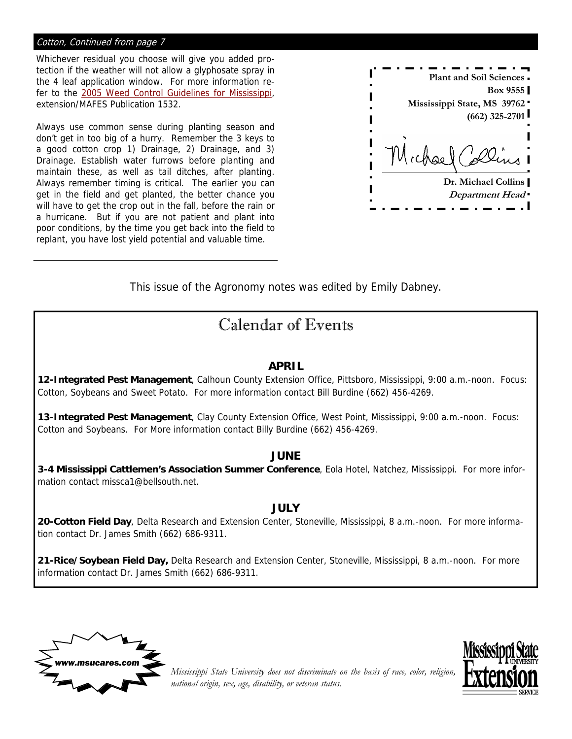*Cotton, Continued from page 7*

Whichever residual you choose will give you added protection if the weather will not allow a glyphosate spray in the 4 leaf application window. For more information refer to the 2005 Weed Control Guidelines for Mississippi, extension/MAFES Publication 1532.

Always use common sense during planting season and don't get in too big of a hurry. Remember the 3 keys to a good cotton crop 1) Drainage, 2) Drainage, and 3) Drainage. Establish water furrows before planting and maintain these, as well as tail ditches, after planting. Always remember timing is critical. The earlier you can get in the field and get planted, the better chance you will have to get the crop out in the fall, before the rain or a hurricane. But if you are not patient and plant into poor conditions, by the time you get back into the field to replant, you have lost yield potential and valuable time.

**Plant and Soil Sciences**
**Box 9555**
**Mississippi State, MS 39762**
**(662) 325-2701**

Michael Collins

**Dr. Michael Collins**
***Department Head***

This issue of the Agronomy notes was edited by Emily Dabney.

## Calendar of Events

### APRIL

**12-Integrated Pest Management**, Calhoun County Extension Office, Pittsboro, Mississippi, 9:00 a.m.-noon. Focus: Cotton, Soybeans and Sweet Potato. For more information contact Bill Burdine (662) 456-4269.

**13-Integrated Pest Management**, Clay County Extension Office, West Point, Mississippi, 9:00 a.m.-noon. Focus: Cotton and Soybeans. For More information contact Billy Burdine (662) 456-4269.

### JUNE

**3-4 Mississippi Cattlemen's Association Summer Conference**, Eola Hotel, Natchez, Mississippi. For more information contact missca1@bellsouth.net.

### JULY

**20-Cotton Field Day**, Delta Research and Extension Center, Stoneville, Mississippi, 8 a.m.-noon. For more information contact Dr. James Smith (662) 686-9311.

**21-Rice/Soybean Field Day,** Delta Research and Extension Center, Stoneville, Mississippi, 8 a.m.-noon. For more information contact Dr. James Smith (662) 686-9311.

*www.msucares.com*

*Mississippi State University does not discriminate on the basis of race, color, religion, national origin, sex, age, disability, or veteran status.*

Mississippi State University Extension Service